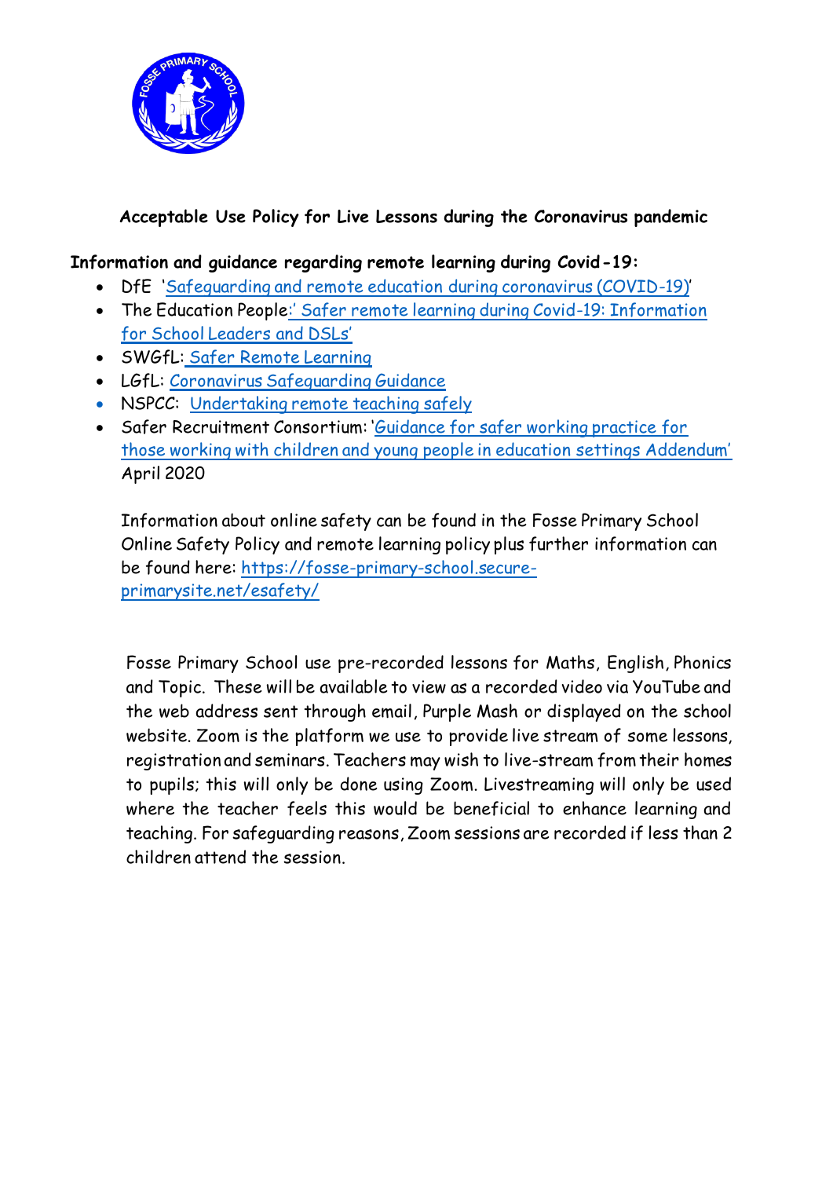# Acceptable Use Policy for Live Lessons during the Coronavirus pandemic

**Information and guidance regarding remote learning during Covid-19:**

- DfE 'Safeguarding and remote education during coronavirus (COVID-19)'
- The Education People:' Safer remote learning during Covid-19: Information for School Leaders and DSLs'
- SWGfL: Safer Remote Learning
- LGfL: Coronavirus Safeguarding Guidance
- NSPCC: Undertaking remote teaching safely
- Safer Recruitment Consortium: 'Guidance for safer working practice for those working with children and young people in education settings Addendum' April 2020

Information about online safety can be found in the Fosse Primary School Online Safety Policy and remote learning policy plus further information can be found here: https://fosse-primary-school.secure-primarysite.net/esafety/

Fosse Primary School use pre-recorded lessons for Maths, English, Phonics and Topic. These will be available to view as a recorded video via YouTube and the web address sent through email, Purple Mash or displayed on the school website. Zoom is the platform we use to provide live stream of some lessons, registration and seminars. Teachers may wish to live-stream from their homes to pupils; this will only be done using Zoom. Livestreaming will only be used where the teacher feels this would be beneficial to enhance learning and teaching. For safeguarding reasons, Zoom sessions are recorded if less than 2 children attend the session.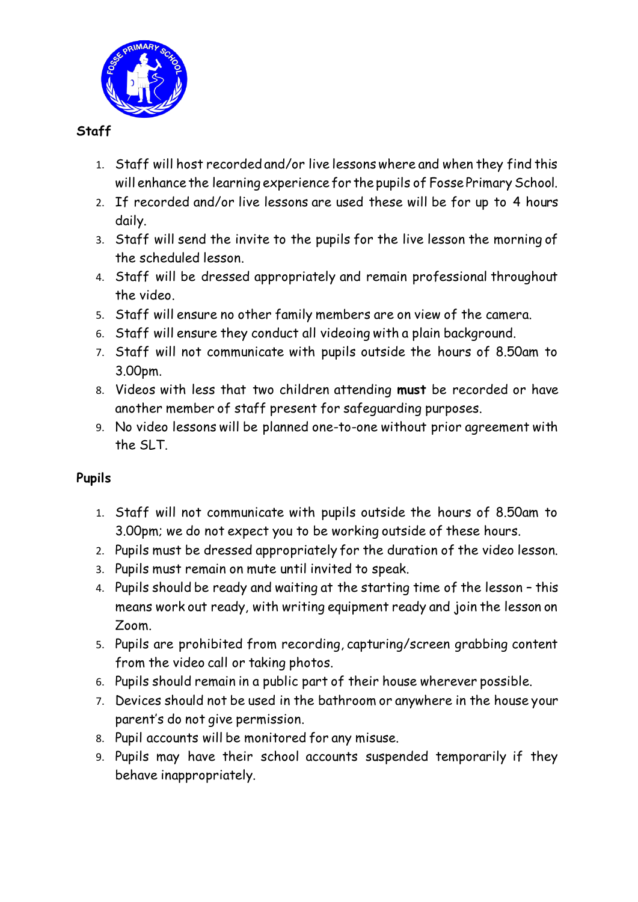## Staff

1. Staff will host recorded and/or live lessons where and when they find this will enhance the learning experience for the pupils of Fosse Primary School.
2. If recorded and/or live lessons are used these will be for up to 4 hours daily.
3. Staff will send the invite to the pupils for the live lesson the morning of the scheduled lesson.
4. Staff will be dressed appropriately and remain professional throughout the video.
5. Staff will ensure no other family members are on view of the camera.
6. Staff will ensure they conduct all videoing with a plain background.
7. Staff will not communicate with pupils outside the hours of 8.50am to 3.00pm.
8. Videos with less that two children attending **must** be recorded or have another member of staff present for safeguarding purposes.
9. No video lessons will be planned one-to-one without prior agreement with the SLT.

## Pupils

1. Staff will not communicate with pupils outside the hours of 8.50am to 3.00pm; we do not expect you to be working outside of these hours.
2. Pupils must be dressed appropriately for the duration of the video lesson.
3. Pupils must remain on mute until invited to speak.
4. Pupils should be ready and waiting at the starting time of the lesson – this means work out ready, with writing equipment ready and join the lesson on Zoom.
5. Pupils are prohibited from recording, capturing/screen grabbing content from the video call or taking photos.
6. Pupils should remain in a public part of their house wherever possible.
7. Devices should not be used in the bathroom or anywhere in the house your parent's do not give permission.
8. Pupil accounts will be monitored for any misuse.
9. Pupils may have their school accounts suspended temporarily if they behave inappropriately.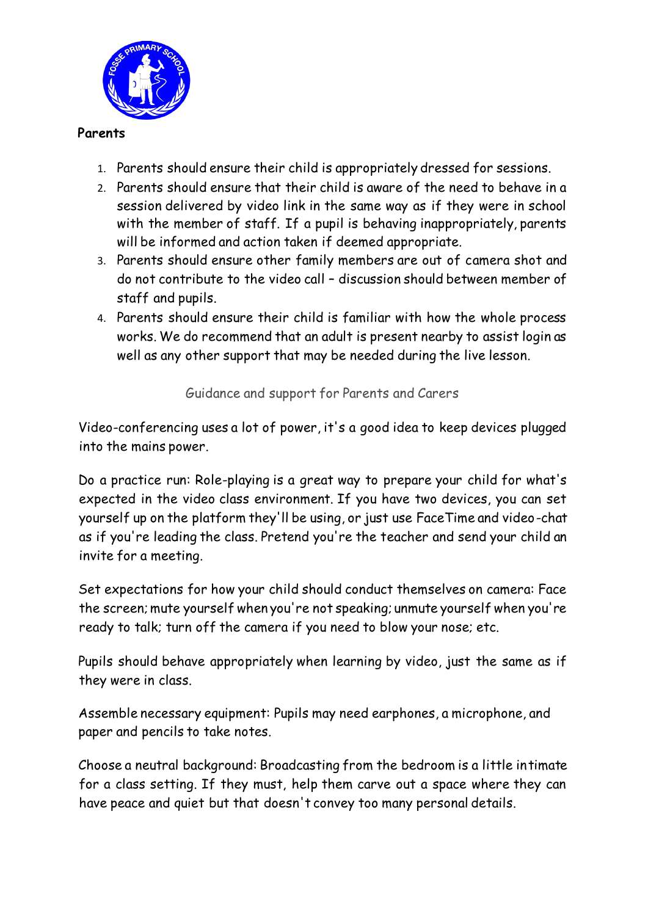**Parents**

1. Parents should ensure their child is appropriately dressed for sessions.
2. Parents should ensure that their child is aware of the need to behave in a session delivered by video link in the same way as if they were in school with the member of staff. If a pupil is behaving inappropriately, parents will be informed and action taken if deemed appropriate.
3. Parents should ensure other family members are out of camera shot and do not contribute to the video call – discussion should between member of staff and pupils.
4. Parents should ensure their child is familiar with how the whole process works. We do recommend that an adult is present nearby to assist login as well as any other support that may be needed during the live lesson.

Guidance and support for Parents and Carers

Video-conferencing uses a lot of power, it's a good idea to keep devices plugged into the mains power.

Do a practice run: Role-playing is a great way to prepare your child for what's expected in the video class environment. If you have two devices, you can set yourself up on the platform they'll be using, or just use FaceTime and video-chat as if you're leading the class. Pretend you're the teacher and send your child an invite for a meeting.

Set expectations for how your child should conduct themselves on camera: Face the screen; mute yourself when you're not speaking; unmute yourself when you're ready to talk; turn off the camera if you need to blow your nose; etc.

Pupils should behave appropriately when learning by video, just the same as if they were in class.

Assemble necessary equipment: Pupils may need earphones, a microphone, and paper and pencils to take notes.

Choose a neutral background: Broadcasting from the bedroom is a little intimate for a class setting. If they must, help them carve out a space where they can have peace and quiet but that doesn't convey too many personal details.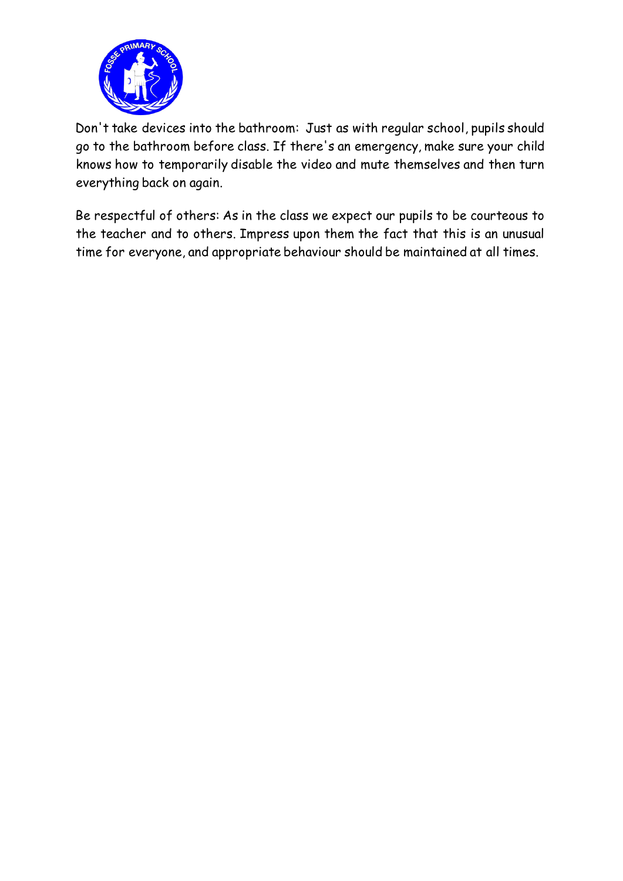Don't take devices into the bathroom: Just as with regular school, pupils should go to the bathroom before class. If there's an emergency, make sure your child knows how to temporarily disable the video and mute themselves and then turn everything back on again.

Be respectful of others: As in the class we expect our pupils to be courteous to the teacher and to others. Impress upon them the fact that this is an unusual time for everyone, and appropriate behaviour should be maintained at all times.